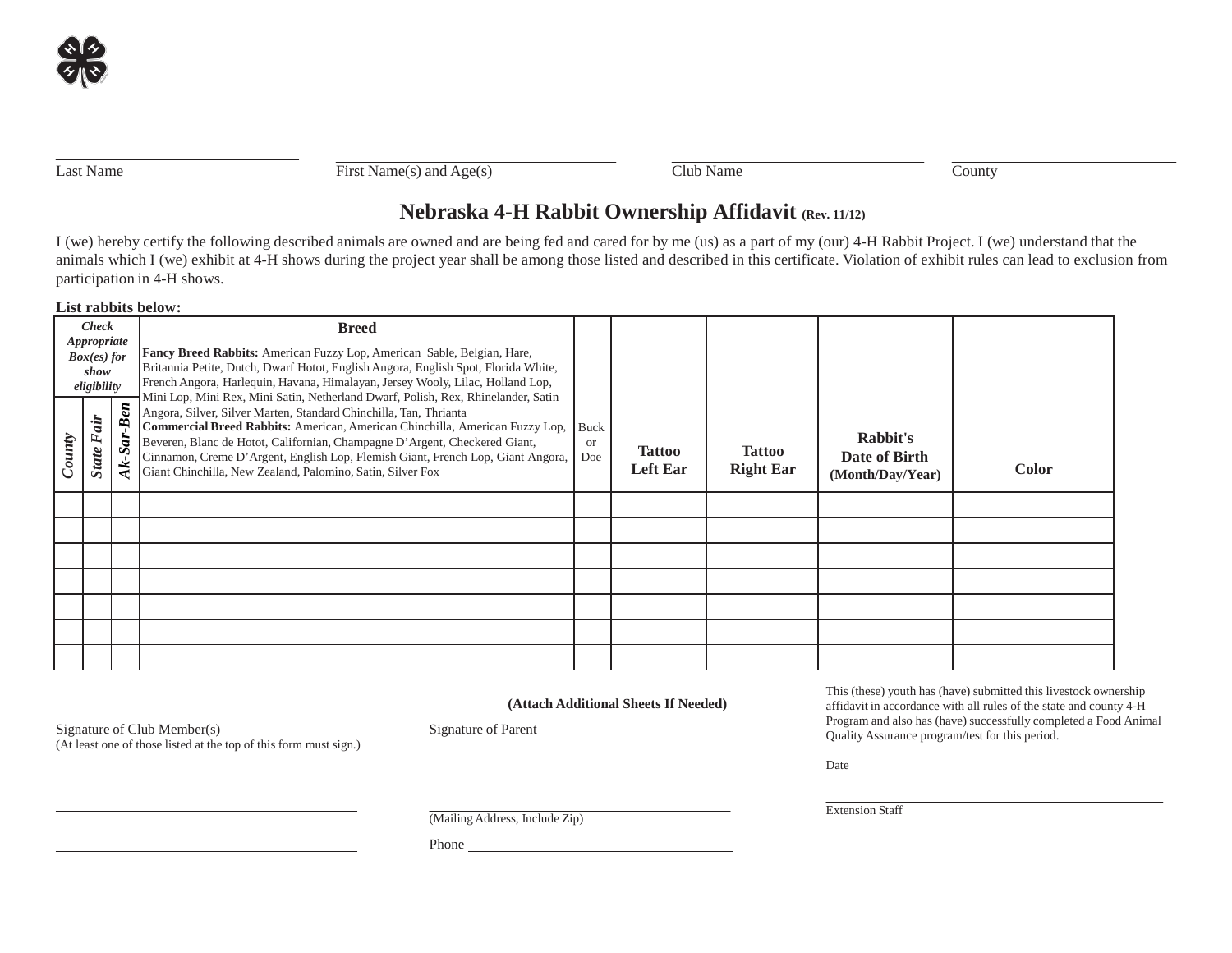Last Name | First Name(s) and Age(s) | Club Name | County

# Nebraska 4-H Rabbit Ownership Affidavit (Rev. 11/12)

I (we) hereby certify the following described animals are owned and are being fed and cared for by me (us) as a part of my (our) 4-H Rabbit Project. I (we) understand that the animals which I (we) exhibit at 4-H shows during the project year shall be among those listed and described in this certificate. Violation of exhibit rules can lead to exclusion from participation in 4-H shows.

**List rabbits below:**

| *Check Appropriate Box(es) for show eligibility* | | | **Breed** | | | | | |
|---|---|---|---|---|---|---|---|---|
| ***County*** | ***State Fair*** | ***Ak-Sar-Ben*** | **Fancy Breed Rabbits:** American Fuzzy Lop, American Sable, Belgian, Hare, Britannia Petite, Dutch, Dwarf Hotot, English Angora, English Spot, Florida White, French Angora, Harlequin, Havana, Himalayan, Jersey Wooly, Lilac, Holland Lop, Mini Lop, Mini Rex, Mini Satin, Netherland Dwarf, Polish, Rex, Rhinelander, Satin Angora, Silver, Silver Marten, Standard Chinchilla, Tan, Thrianta **Commercial Breed Rabbits:** American, American Chinchilla, American Fuzzy Lop, Beveren, Blanc de Hotot, Californian, Champagne D'Argent, Checkered Giant, Cinnamon, Creme D'Argent, English Lop, Flemish Giant, French Lop, Giant Angora, Giant Chinchilla, New Zealand, Palomino, Satin, Silver Fox | Buck or Doe | **Tattoo Left Ear** | **Tattoo Right Ear** | **Rabbit's Date of Birth (Month/Day/Year)** | **Color** |
| | | | | | | | | |
| | | | | | | | | |
| | | | | | | | | |
| | | | | | | | | |
| | | | | | | | | |
| | | | | | | | | |
| | | | | | | | | |

**(Attach Additional Sheets If Needed)**

Signature of Club Member(s)
(At least one of those listed at the top of this form must sign.)

_______________________

_______________________

_______________________

Signature of Parent

_______________________

_______________________
(Mailing Address, Include Zip)

Phone _______________________

This (these) youth has (have) submitted this livestock ownership affidavit in accordance with all rules of the state and county 4-H Program and also has (have) successfully completed a Food Animal Quality Assurance program/test for this period.

Date _______________________

_______________________
Extension Staff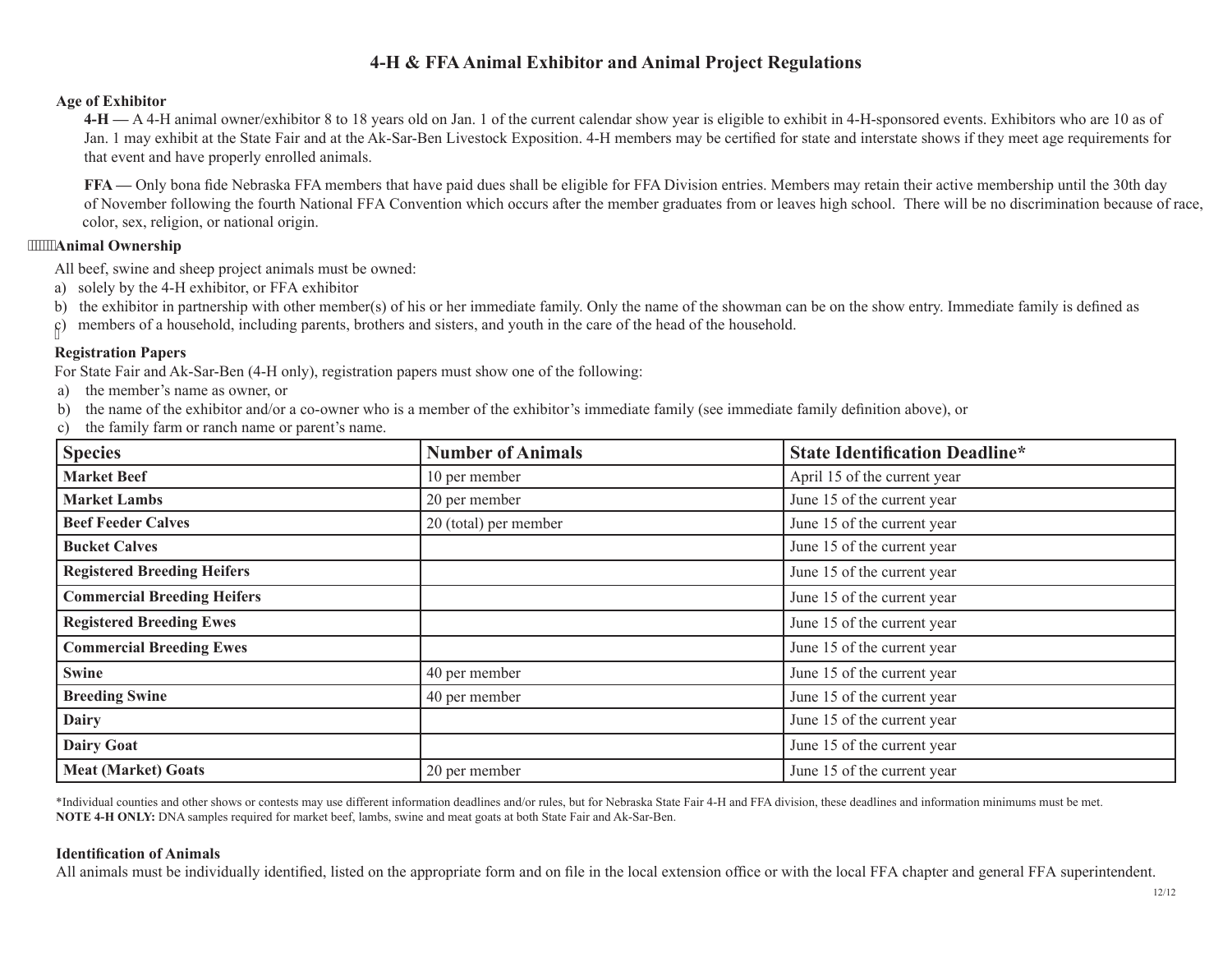# 4-H & FFA Animal Exhibitor and Animal Project Regulations

**Age of Exhibitor**

**4-H —** A 4-H animal owner/exhibitor 8 to 18 years old on Jan. 1 of the current calendar show year is eligible to exhibit in 4-H-sponsored events. Exhibitors who are 10 as of Jan. 1 may exhibit at the State Fair and at the Ak-Sar-Ben Livestock Exposition. 4-H members may be certified for state and interstate shows if they meet age requirements for that event and have properly enrolled animals.

**FFA —** Only bona fide Nebraska FFA members that have paid dues shall be eligible for FFA Division entries. Members may retain their active membership until the 30th day of November following the fourth National FFA Convention which occurs after the member graduates from or leaves high school. There will be no discrimination because of race, color, sex, religion, or national origin.

**Animal Ownership**

All beef, swine and sheep project animals must be owned:

a) solely by the 4-H exhibitor, or FFA exhibitor
b) the exhibitor in partnership with other member(s) of his or her immediate family. Only the name of the showman can be on the show entry. Immediate family is defined as
c) members of a household, including parents, brothers and sisters, and youth in the care of the head of the household.

**Registration Papers**

For State Fair and Ak-Sar-Ben (4-H only), registration papers must show one of the following:

a) the member's name as owner, or
b) the name of the exhibitor and/or a co-owner who is a member of the exhibitor's immediate family (see immediate family definition above), or
c) the family farm or ranch name or parent's name.

| Species | Number of Animals | State Identification Deadline* |
|---|---|---|
| **Market Beef** | 10 per member | April 15 of the current year |
| **Market Lambs** | 20 per member | June 15 of the current year |
| **Beef Feeder Calves** | 20 (total) per member | June 15 of the current year |
| **Bucket Calves** | | June 15 of the current year |
| **Registered Breeding Heifers** | | June 15 of the current year |
| **Commercial Breeding Heifers** | | June 15 of the current year |
| **Registered Breeding Ewes** | | June 15 of the current year |
| **Commercial Breeding Ewes** | | June 15 of the current year |
| **Swine** | 40 per member | June 15 of the current year |
| **Breeding Swine** | 40 per member | June 15 of the current year |
| **Dairy** | | June 15 of the current year |
| **Dairy Goat** | | June 15 of the current year |
| **Meat (Market) Goats** | 20 per member | June 15 of the current year |

*Individual counties and other shows or contests may use different information deadlines and/or rules, but for Nebraska State Fair 4-H and FFA division, these deadlines and information minimums must be met.
**NOTE 4-H ONLY:** DNA samples required for market beef, lambs, swine and meat goats at both State Fair and Ak-Sar-Ben.

**Identification of Animals**

All animals must be individually identified, listed on the appropriate form and on file in the local extension office or with the local FFA chapter and general FFA superintendent.

12/12